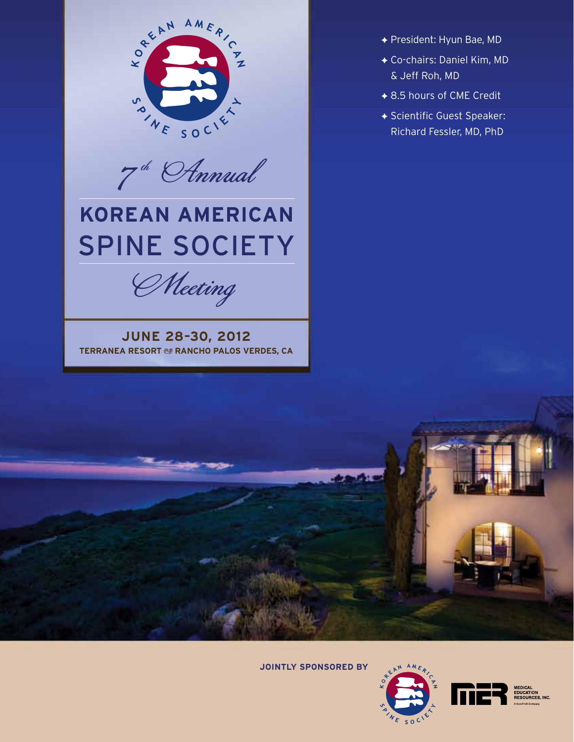7th Annual

# KOREAN AMERICAN SPINE SOCIETY

*Meeting*

**JUNE 28-30, 2012**

**TERRANEA RESORT RANCHO PALOS VERDES, CA**

- President: Hyun Bae, MD
- Co-chairs: Daniel Kim, MD & Jeff Roh, MD
- 8.5 hours of CME Credit
- Scientific Guest Speaker: Richard Fessler, MD, PhD

**JOINTLY SPONSORED BY**

Korean American Spine Society

Medical Education Resources, Inc. A Non-Profit Company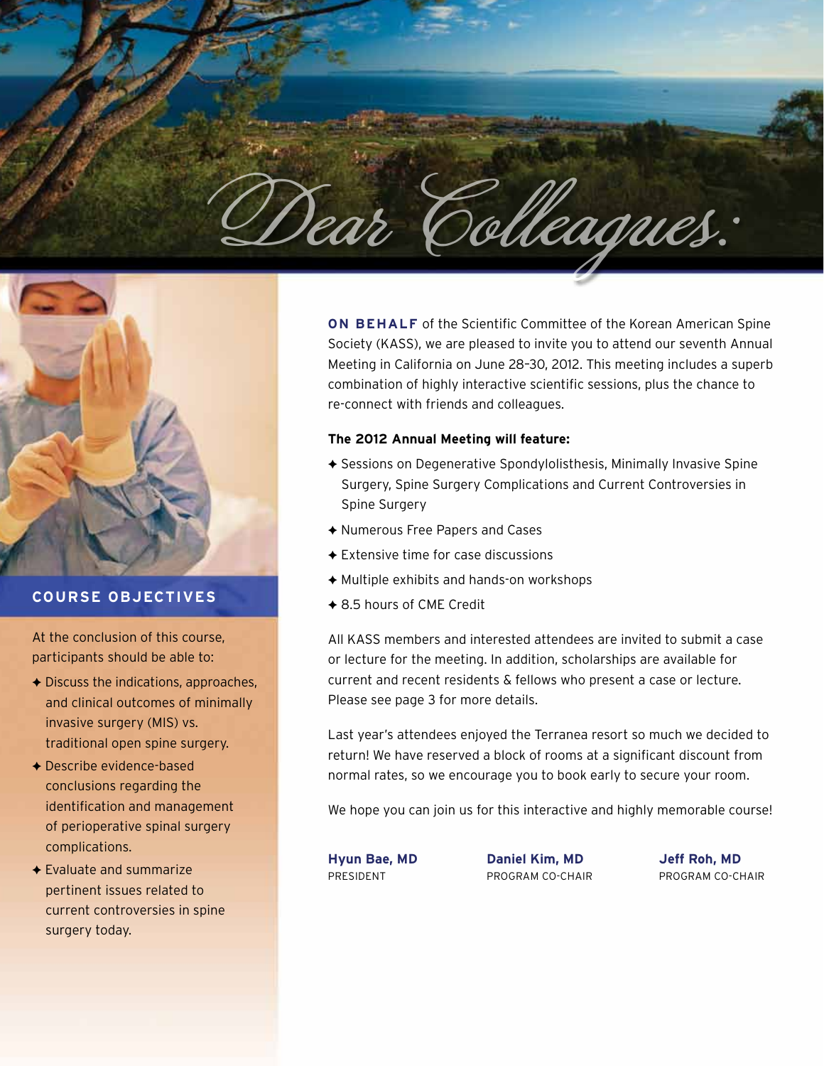# Dear Colleagues:

**ON BEHALF** of the Scientific Committee of the Korean American Spine Society (KASS), we are pleased to invite you to attend our seventh Annual Meeting in California on June 28–30, 2012. This meeting includes a superb combination of highly interactive scientific sessions, plus the chance to re-connect with friends and colleagues.

**The 2012 Annual Meeting will feature:**

- ✦ Sessions on Degenerative Spondylolisthesis, Minimally Invasive Spine Surgery, Spine Surgery Complications and Current Controversies in Spine Surgery
- ✦ Numerous Free Papers and Cases
- ✦ Extensive time for case discussions
- ✦ Multiple exhibits and hands-on workshops
- ✦ 8.5 hours of CME Credit

All KASS members and interested attendees are invited to submit a case or lecture for the meeting. In addition, scholarships are available for current and recent residents & fellows who present a case or lecture. Please see page 3 for more details.

Last year's attendees enjoyed the Terranea resort so much we decided to return! We have reserved a block of rooms at a significant discount from normal rates, so we encourage you to book early to secure your room.

We hope you can join us for this interactive and highly memorable course!

**Hyun Bae, MD**
PRESIDENT

**Daniel Kim, MD**
PROGRAM CO-CHAIR

**Jeff Roh, MD**
PROGRAM CO-CHAIR

## COURSE OBJECTIVES

At the conclusion of this course, participants should be able to:

- ✦ Discuss the indications, approaches, and clinical outcomes of minimally invasive surgery (MIS) vs. traditional open spine surgery.
- ✦ Describe evidence-based conclusions regarding the identification and management of perioperative spinal surgery complications.
- ✦ Evaluate and summarize pertinent issues related to current controversies in spine surgery today.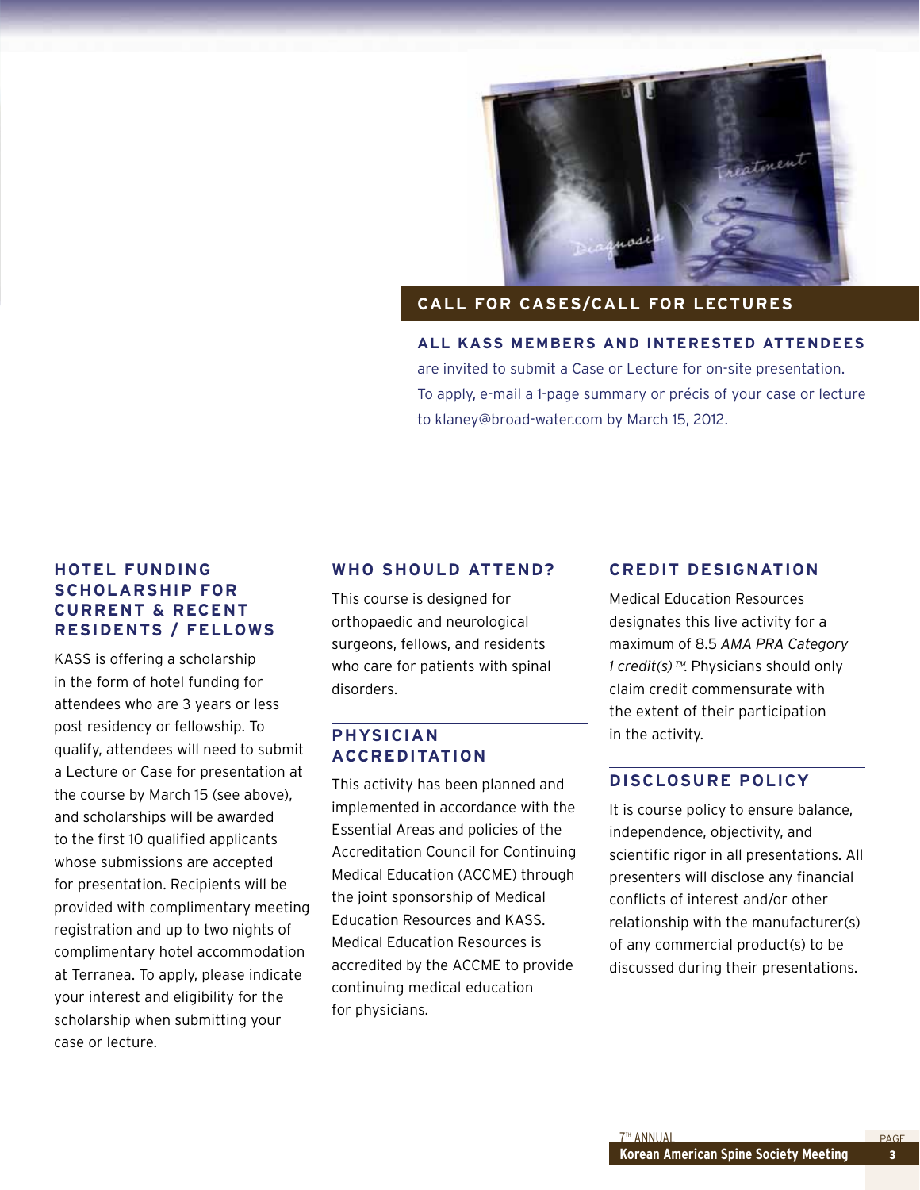## CALL FOR CASES/CALL FOR LECTURES

**ALL KASS MEMBERS AND INTERESTED ATTENDEES** are invited to submit a Case or Lecture for on-site presentation. To apply, e-mail a 1-page summary or précis of your case or lecture to klaney@broad-water.com by March 15, 2012.

## HOTEL FUNDING SCHOLARSHIP FOR CURRENT & RECENT RESIDENTS / FELLOWS

KASS is offering a scholarship in the form of hotel funding for attendees who are 3 years or less post residency or fellowship. To qualify, attendees will need to submit a Lecture or Case for presentation at the course by March 15 (see above), and scholarships will be awarded to the first 10 qualified applicants whose submissions are accepted for presentation. Recipients will be provided with complimentary meeting registration and up to two nights of complimentary hotel accommodation at Terranea. To apply, please indicate your interest and eligibility for the scholarship when submitting your case or lecture.

## WHO SHOULD ATTEND?

This course is designed for orthopaedic and neurological surgeons, fellows, and residents who care for patients with spinal disorders.

## PHYSICIAN ACCREDITATION

This activity has been planned and implemented in accordance with the Essential Areas and policies of the Accreditation Council for Continuing Medical Education (ACCME) through the joint sponsorship of Medical Education Resources and KASS. Medical Education Resources is accredited by the ACCME to provide continuing medical education for physicians.

## CREDIT DESIGNATION

Medical Education Resources designates this live activity for a maximum of 8.5 *AMA PRA Category 1 credit(s)™*. Physicians should only claim credit commensurate with the extent of their participation in the activity.

## DISCLOSURE POLICY

It is course policy to ensure balance, independence, objectivity, and scientific rigor in all presentations. All presenters will disclose any financial conflicts of interest and/or other relationship with the manufacturer(s) of any commercial product(s) to be discussed during their presentations.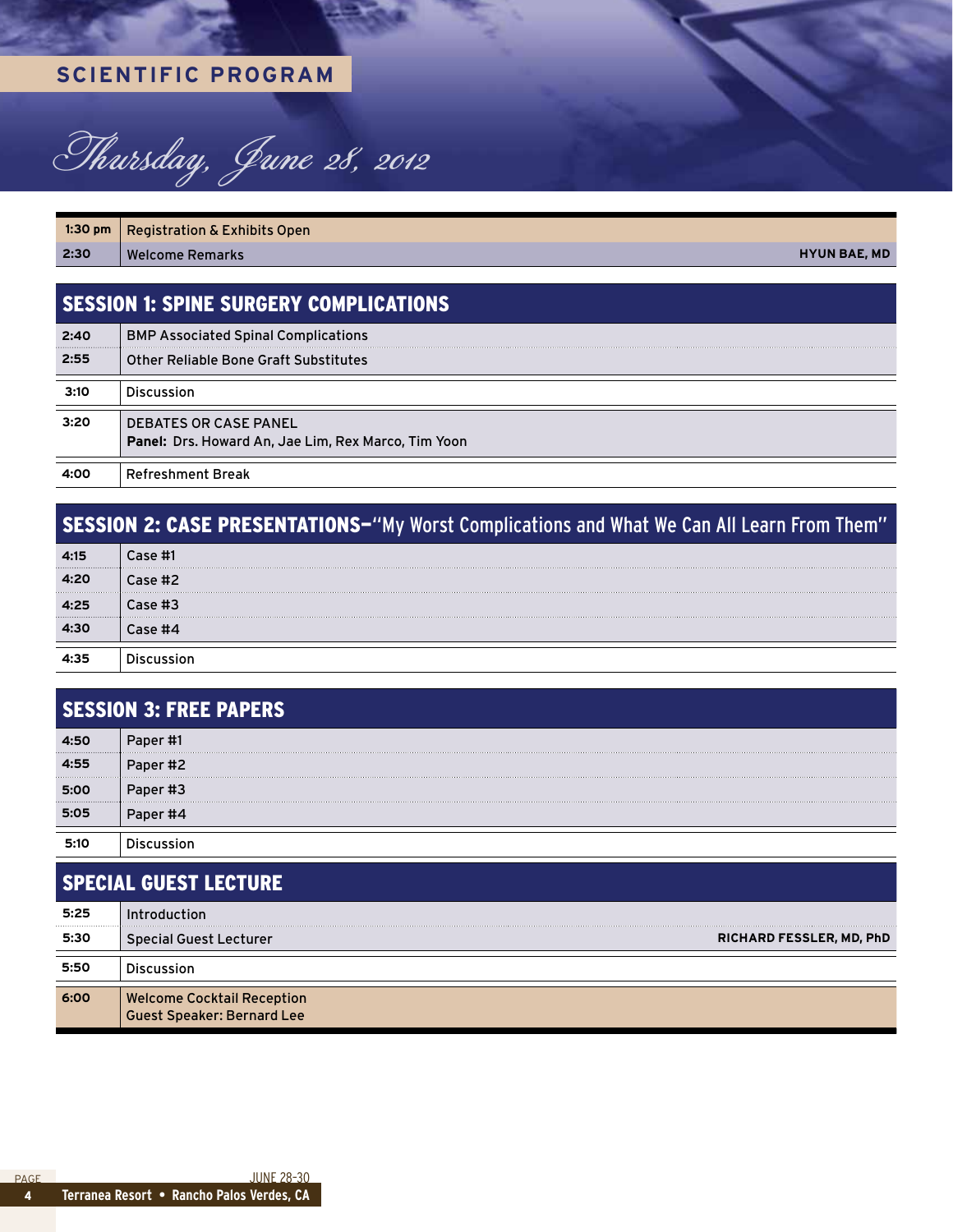## SCIENTIFIC PROGRAM

# Thursday, June 28, 2012

| Time | Event | Speaker |
|---|---|---|
| 1:30 pm | Registration & Exhibits Open | |
| 2:30 | Welcome Remarks | HYUN BAE, MD |

## SESSION 1: SPINE SURGERY COMPLICATIONS

| Time | Event |
|---|---|
| 2:40 | BMP Associated Spinal Complications |
| 2:55 | Other Reliable Bone Graft Substitutes |
| 3:10 | Discussion |
| 3:20 | DEBATES OR CASE PANEL<br>**Panel:** Drs. Howard An, Jae Lim, Rex Marco, Tim Yoon |
| 4:00 | Refreshment Break |

## SESSION 2: CASE PRESENTATIONS–"My Worst Complications and What We Can All Learn From Them"

| Time | Event |
|---|---|
| 4:15 | Case #1 |
| 4:20 | Case #2 |
| 4:25 | Case #3 |
| 4:30 | Case #4 |
| 4:35 | Discussion |

## SESSION 3: FREE PAPERS

| Time | Event |
|---|---|
| 4:50 | Paper #1 |
| 4:55 | Paper #2 |
| 5:00 | Paper #3 |
| 5:05 | Paper #4 |
| 5:10 | Discussion |

## SPECIAL GUEST LECTURE

| Time | Event | Speaker |
|---|---|---|
| 5:25 | Introduction | |
| 5:30 | Special Guest Lecturer | RICHARD FESSLER, MD, PhD |
| 5:50 | Discussion | |
| 6:00 | Welcome Cocktail Reception<br>Guest Speaker: Bernard Lee | |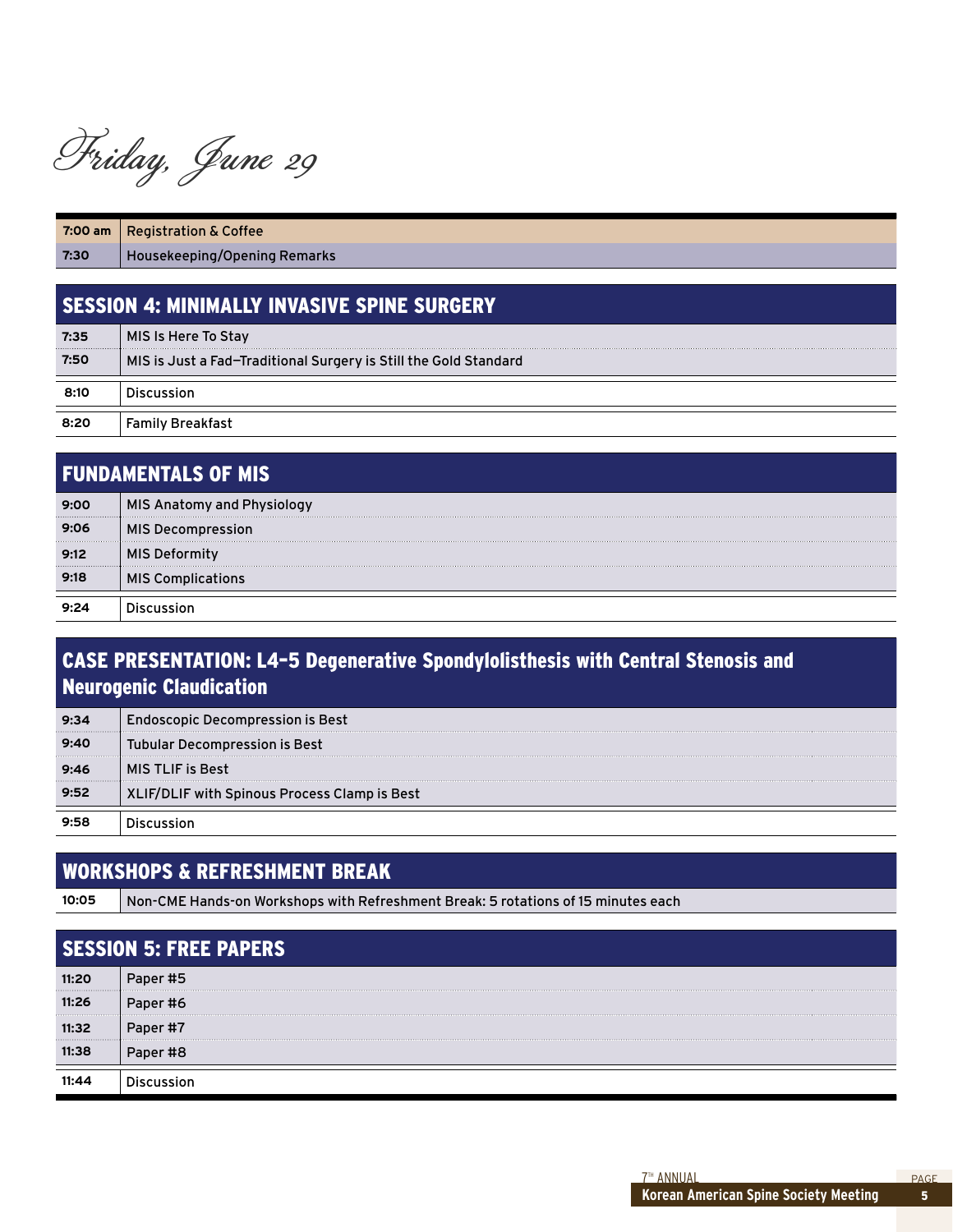# Friday, June 29

| | |
|---|---|
| 7:00 am | Registration & Coffee |
| 7:30 | Housekeeping/Opening Remarks |

## SESSION 4: MINIMALLY INVASIVE SPINE SURGERY

| | |
|---|---|
| 7:35 | MIS Is Here To Stay |
| 7:50 | MIS is Just a Fad—Traditional Surgery is Still the Gold Standard |
| 8:10 | Discussion |
| 8:20 | Family Breakfast |

## FUNDAMENTALS OF MIS

| | |
|---|---|
| 9:00 | MIS Anatomy and Physiology |
| 9:06 | MIS Decompression |
| 9:12 | MIS Deformity |
| 9:18 | MIS Complications |
| 9:24 | Discussion |

## CASE PRESENTATION: L4-5 Degenerative Spondylolisthesis with Central Stenosis and Neurogenic Claudication

| | |
|---|---|
| 9:34 | Endoscopic Decompression is Best |
| 9:40 | Tubular Decompression is Best |
| 9:46 | MIS TLIF is Best |
| 9:52 | XLIF/DLIF with Spinous Process Clamp is Best |
| 9:58 | Discussion |

## WORKSHOPS & REFRESHMENT BREAK

| | |
|---|---|
| 10:05 | Non-CME Hands-on Workshops with Refreshment Break: 5 rotations of 15 minutes each |

## SESSION 5: FREE PAPERS

| | |
|---|---|
| 11:20 | Paper #5 |
| 11:26 | Paper #6 |
| 11:32 | Paper #7 |
| 11:38 | Paper #8 |
| 11:44 | Discussion |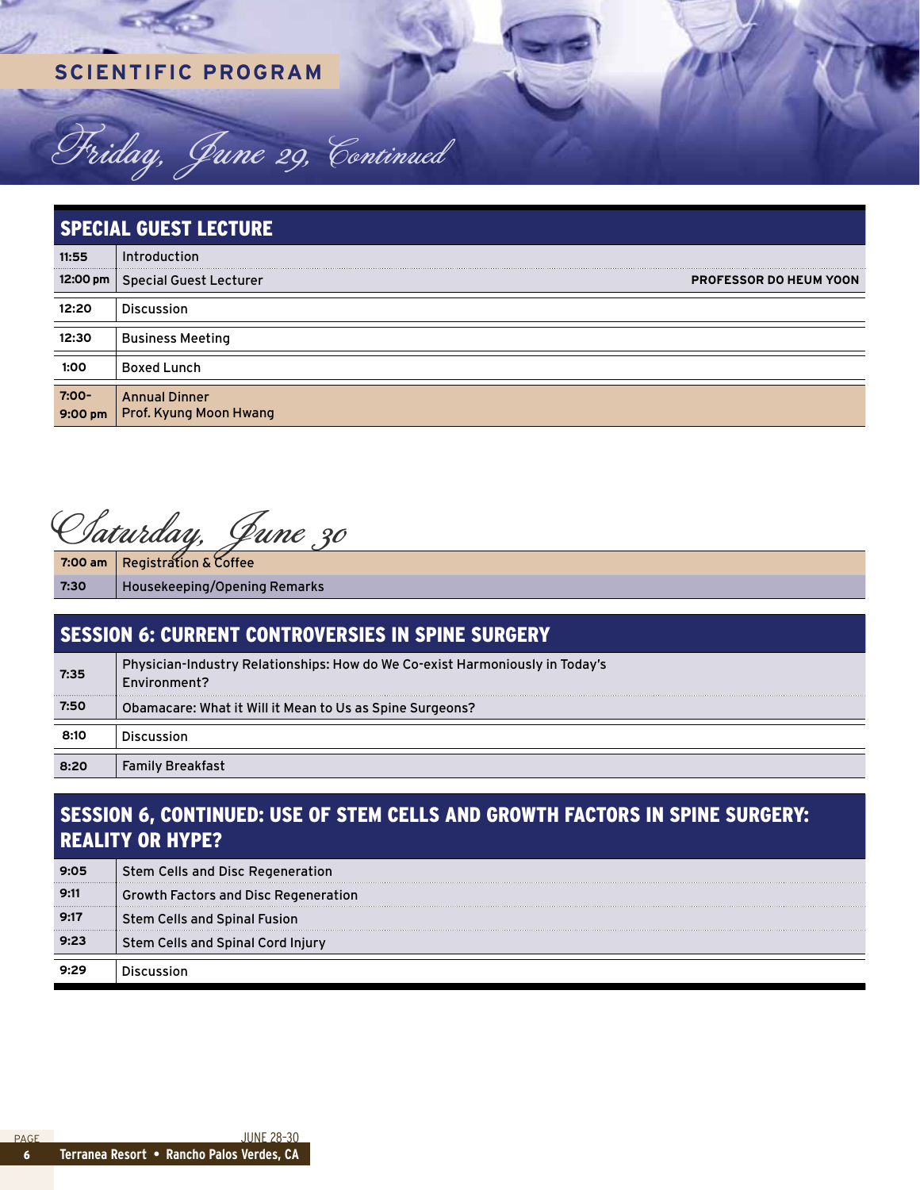## SCIENTIFIC PROGRAM

# Friday, June 29, Continued

### SPECIAL GUEST LECTURE

| Time | Event | Speaker |
|---|---|---|
| 11:55 | Introduction | |
| 12:00 pm | Special Guest Lecturer | PROFESSOR DO HEUM YOON |
| 12:20 | Discussion | |
| 12:30 | Business Meeting | |
| 1:00 | Boxed Lunch | |
| 7:00-9:00 pm | Annual Dinner<br>Prof. Kyung Moon Hwang | |

# Saturday, June 30

| Time | Event |
|---|---|
| 7:00 am | Registration & Coffee |
| 7:30 | Housekeeping/Opening Remarks |

### SESSION 6: CURRENT CONTROVERSIES IN SPINE SURGERY

| Time | Event |
|---|---|
| 7:35 | Physician-Industry Relationships: How do We Co-exist Harmoniously in Today's Environment? |
| 7:50 | Obamacare: What it Will it Mean to Us as Spine Surgeons? |
| 8:10 | Discussion |
| 8:20 | Family Breakfast |

### SESSION 6, CONTINUED: USE OF STEM CELLS AND GROWTH FACTORS IN SPINE SURGERY: REALITY OR HYPE?

| Time | Event |
|---|---|
| 9:05 | Stem Cells and Disc Regeneration |
| 9:11 | Growth Factors and Disc Regeneration |
| 9:17 | Stem Cells and Spinal Fusion |
| 9:23 | Stem Cells and Spinal Cord Injury |
| 9:29 | Discussion |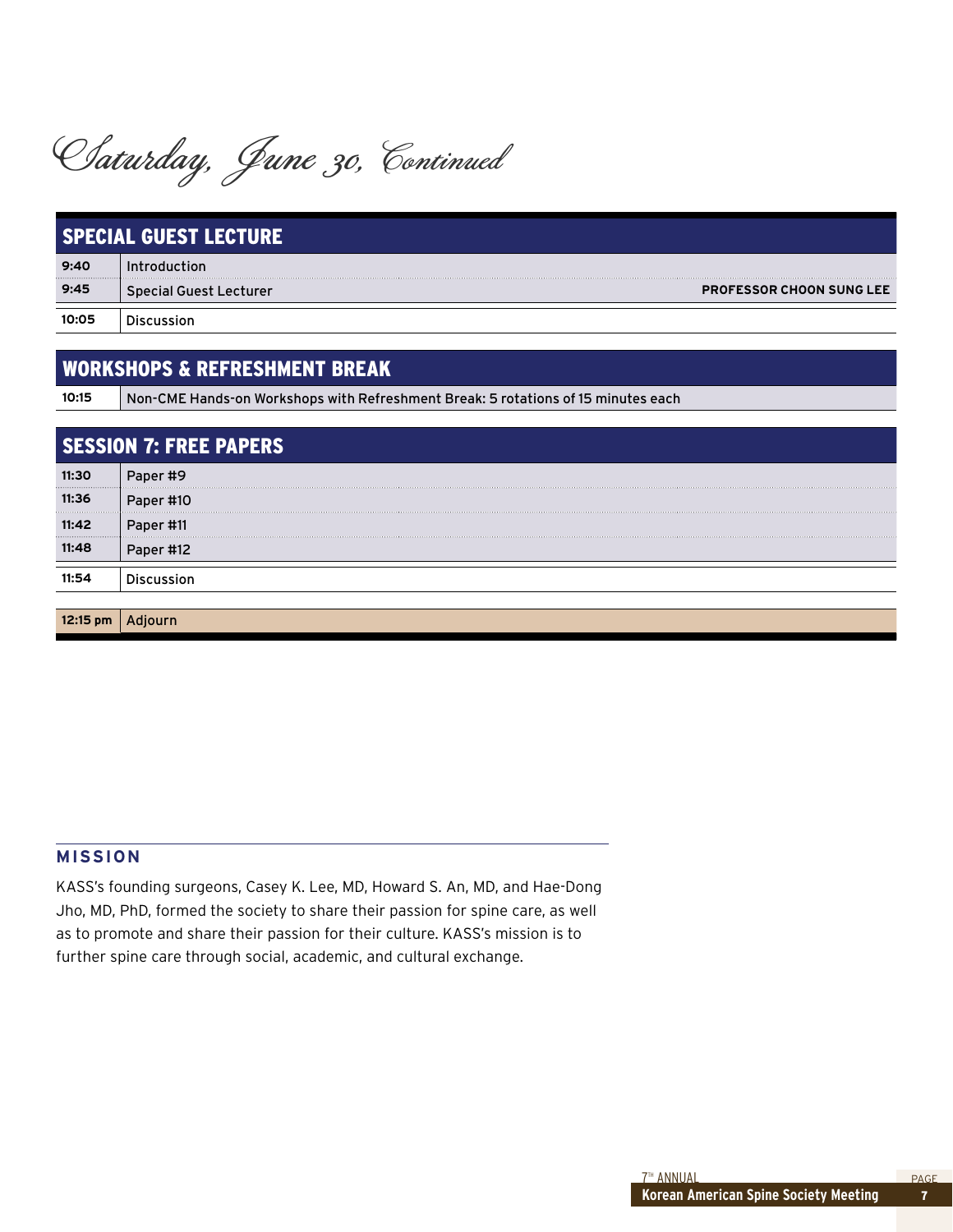# Saturday, June 30, Continued

## SPECIAL GUEST LECTURE

| | | |
|---|---|---|
| 9:40 | Introduction | |
| 9:45 | Special Guest Lecturer | PROFESSOR CHOON SUNG LEE |
| 10:05 | Discussion | |

## WORKSHOPS & REFRESHMENT BREAK

| | |
|---|---|
| 10:15 | Non-CME Hands-on Workshops with Refreshment Break: 5 rotations of 15 minutes each |

## SESSION 7: FREE PAPERS

| | |
|---|---|
| 11:30 | Paper #9 |
| 11:36 | Paper #10 |
| 11:42 | Paper #11 |
| 11:48 | Paper #12 |
| 11:54 | Discussion |

| | |
|---|---|
| 12:15 pm | Adjourn |

## MISSION

KASS's founding surgeons, Casey K. Lee, MD, Howard S. An, MD, and Hae-Dong Jho, MD, PhD, formed the society to share their passion for spine care, as well as to promote and share their passion for their culture. KASS's mission is to further spine care through social, academic, and cultural exchange.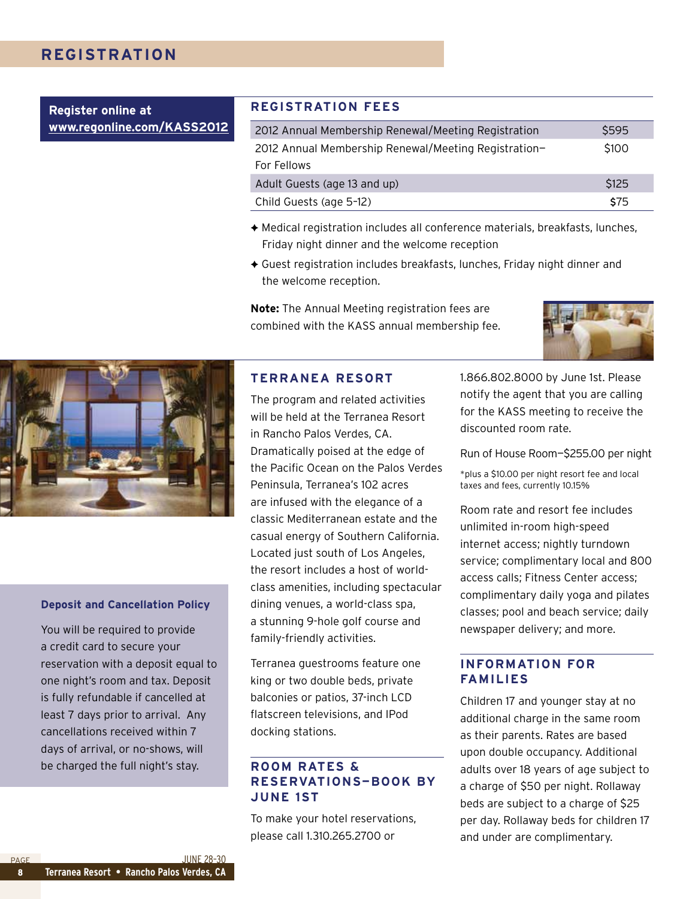# REGISTRATION

**Register online at [www.regonline.com/KASS2012](http://www.regonline.com/KASS2012)**

## REGISTRATION FEES

| Registration | Fee |
|---|---|
| 2012 Annual Membership Renewal/Meeting Registration | $595 |
| 2012 Annual Membership Renewal/Meeting Registration–For Fellows | $100 |
| Adult Guests (age 13 and up) | $125 |
| Child Guests (age 5–12) | $75 |

- ✦ Medical registration includes all conference materials, breakfasts, lunches, Friday night dinner and the welcome reception
- ✦ Guest registration includes breakfasts, lunches, Friday night dinner and the welcome reception.

**Note:** The Annual Meeting registration fees are combined with the KASS annual membership fee.

### Deposit and Cancellation Policy

You will be required to provide a credit card to secure your reservation with a deposit equal to one night's room and tax. Deposit is fully refundable if cancelled at least 7 days prior to arrival. Any cancellations received within 7 days of arrival, or no-shows, will be charged the full night's stay.

## TERRANEA RESORT

The program and related activities will be held at the Terranea Resort in Rancho Palos Verdes, CA. Dramatically poised at the edge of the Pacific Ocean on the Palos Verdes Peninsula, Terranea's 102 acres are infused with the elegance of a classic Mediterranean estate and the casual energy of Southern California. Located just south of Los Angeles, the resort includes a host of world-class amenities, including spectacular dining venues, a world-class spa, a stunning 9-hole golf course and family-friendly activities.

Terranea guestrooms feature one king or two double beds, private balconies or patios, 37-inch LCD flatscreen televisions, and IPod docking stations.

## ROOM RATES & RESERVATIONS—BOOK BY JUNE 1ST

To make your hotel reservations, please call 1.310.265.2700 or 1.866.802.8000 by June 1st. Please notify the agent that you are calling for the KASS meeting to receive the discounted room rate.

Run of House Room—$255.00 per night

*plus a $10.00 per night resort fee and local taxes and fees, currently 10.15%

Room rate and resort fee includes unlimited in-room high-speed internet access; nightly turndown service; complimentary local and 800 access calls; Fitness Center access; complimentary daily yoga and pilates classes; pool and beach service; daily newspaper delivery; and more.

## INFORMATION FOR FAMILIES

Children 17 and younger stay at no additional charge in the same room as their parents. Rates are based upon double occupancy. Additional adults over 18 years of age subject to a charge of $50 per night. Rollaway beds are subject to a charge of $25 per day. Rollaway beds for children 17 and under are complimentary.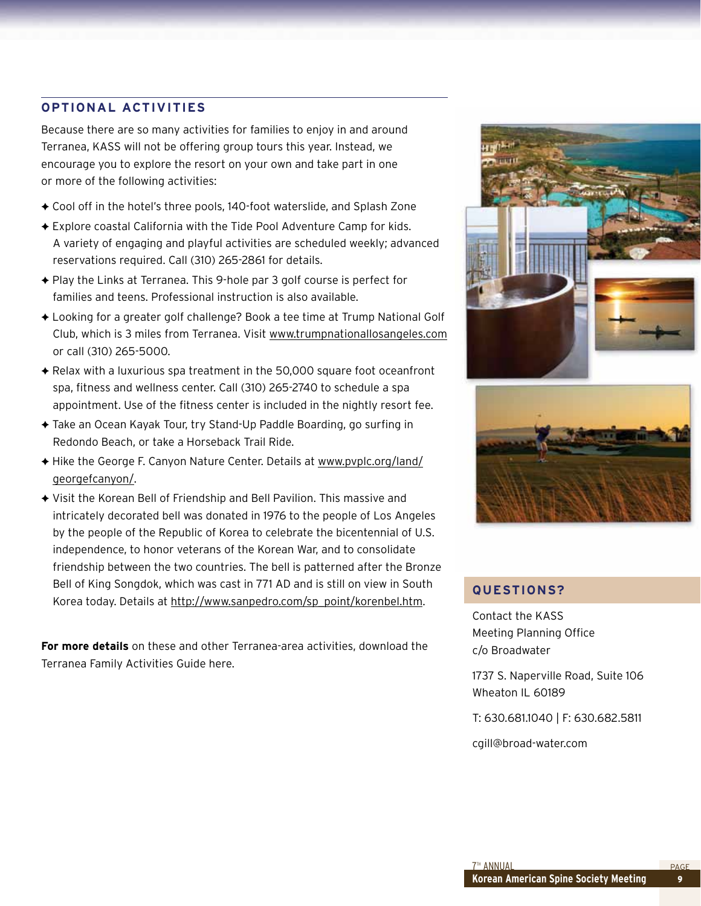## OPTIONAL ACTIVITIES

Because there are so many activities for families to enjoy in and around Terranea, KASS will not be offering group tours this year. Instead, we encourage you to explore the resort on your own and take part in one or more of the following activities:

- Cool off in the hotel's three pools, 140-foot waterslide, and Splash Zone
- Explore coastal California with the Tide Pool Adventure Camp for kids. A variety of engaging and playful activities are scheduled weekly; advanced reservations required. Call (310) 265-2861 for details.
- Play the Links at Terranea. This 9-hole par 3 golf course is perfect for families and teens. Professional instruction is also available.
- Looking for a greater golf challenge? Book a tee time at Trump National Golf Club, which is 3 miles from Terranea. Visit www.trumpnationallosangeles.com or call (310) 265-5000.
- Relax with a luxurious spa treatment in the 50,000 square foot oceanfront spa, fitness and wellness center. Call (310) 265-2740 to schedule a spa appointment. Use of the fitness center is included in the nightly resort fee.
- Take an Ocean Kayak Tour, try Stand-Up Paddle Boarding, go surfing in Redondo Beach, or take a Horseback Trail Ride.
- Hike the George F. Canyon Nature Center. Details at www.pvplc.org/land/georgefcanyon/.
- Visit the Korean Bell of Friendship and Bell Pavilion. This massive and intricately decorated bell was donated in 1976 to the people of Los Angeles by the people of the Republic of Korea to celebrate the bicentennial of U.S. independence, to honor veterans of the Korean War, and to consolidate friendship between the two countries. The bell is patterned after the Bronze Bell of King Songdok, which was cast in 771 AD and is still on view in South Korea today. Details at http://www.sanpedro.com/sp_point/korenbel.htm.

**For more details** on these and other Terranea-area activities, download the Terranea Family Activities Guide here.

## QUESTIONS?

Contact the KASS
Meeting Planning Office
c/o Broadwater

1737 S. Naperville Road, Suite 106
Wheaton IL 60189

T: 630.681.1040 | F: 630.682.5811

cgill@broad-water.com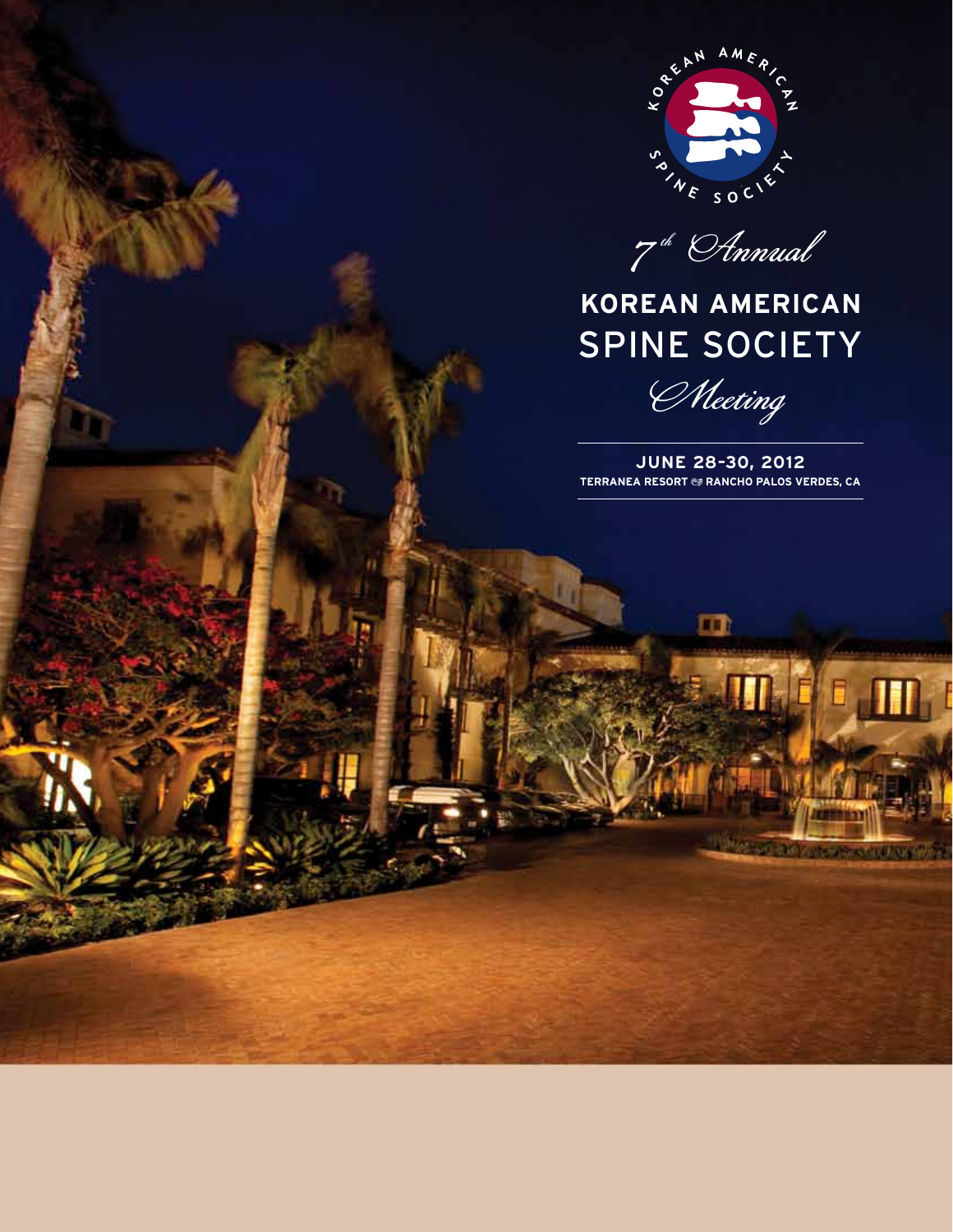*7th Annual*

# KOREAN AMERICAN SPINE SOCIETY

*Meeting*

**JUNE 28-30, 2012**

**TERRANEA RESORT @ RANCHO PALOS VERDES, CA**